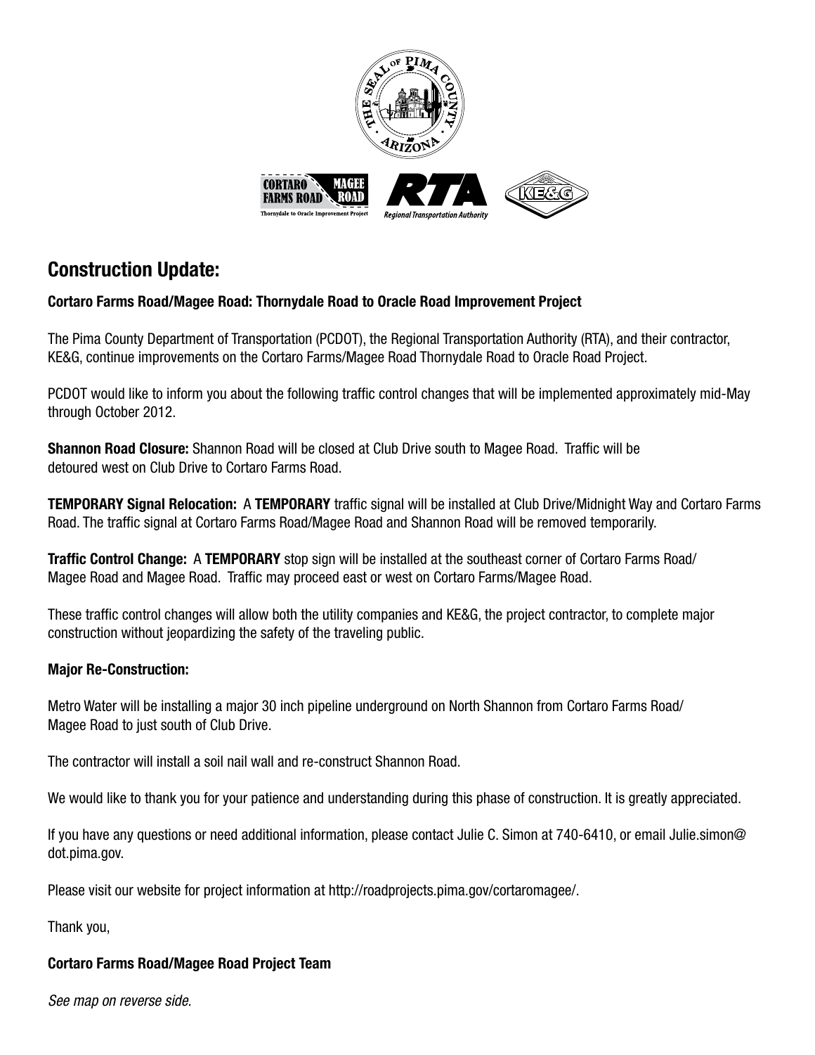## Construction Update:

**Cortaro Farms Road/Magee Road: Thornydale Road to Oracle Road Improvement Project**

The Pima County Department of Transportation (PCDOT), the Regional Transportation Authority (RTA), and their contractor, KE&G, continue improvements on the Cortaro Farms/Magee Road Thornydale Road to Oracle Road Project.

PCDOT would like to inform you about the following traffic control changes that will be implemented approximately mid-May through October 2012.

**Shannon Road Closure:** Shannon Road will be closed at Club Drive south to Magee Road. Traffic will be detoured west on Club Drive to Cortaro Farms Road.

**TEMPORARY Signal Relocation:** A **TEMPORARY** traffic signal will be installed at Club Drive/Midnight Way and Cortaro Farms Road. The traffic signal at Cortaro Farms Road/Magee Road and Shannon Road will be removed temporarily.

**Traffic Control Change:** A **TEMPORARY** stop sign will be installed at the southeast corner of Cortaro Farms Road/ Magee Road and Magee Road. Traffic may proceed east or west on Cortaro Farms/Magee Road.

These traffic control changes will allow both the utility companies and KE&G, the project contractor, to complete major construction without jeopardizing the safety of the traveling public.

**Major Re-Construction:**

Metro Water will be installing a major 30 inch pipeline underground on North Shannon from Cortaro Farms Road/ Magee Road to just south of Club Drive.

The contractor will install a soil nail wall and re-construct Shannon Road.

We would like to thank you for your patience and understanding during this phase of construction. It is greatly appreciated.

If you have any questions or need additional information, please contact Julie C. Simon at 740-6410, or email Julie.simon@dot.pima.gov.

Please visit our website for project information at http://roadprojects.pima.gov/cortaromagee/.

Thank you,

**Cortaro Farms Road/Magee Road Project Team**

*See map on reverse side.*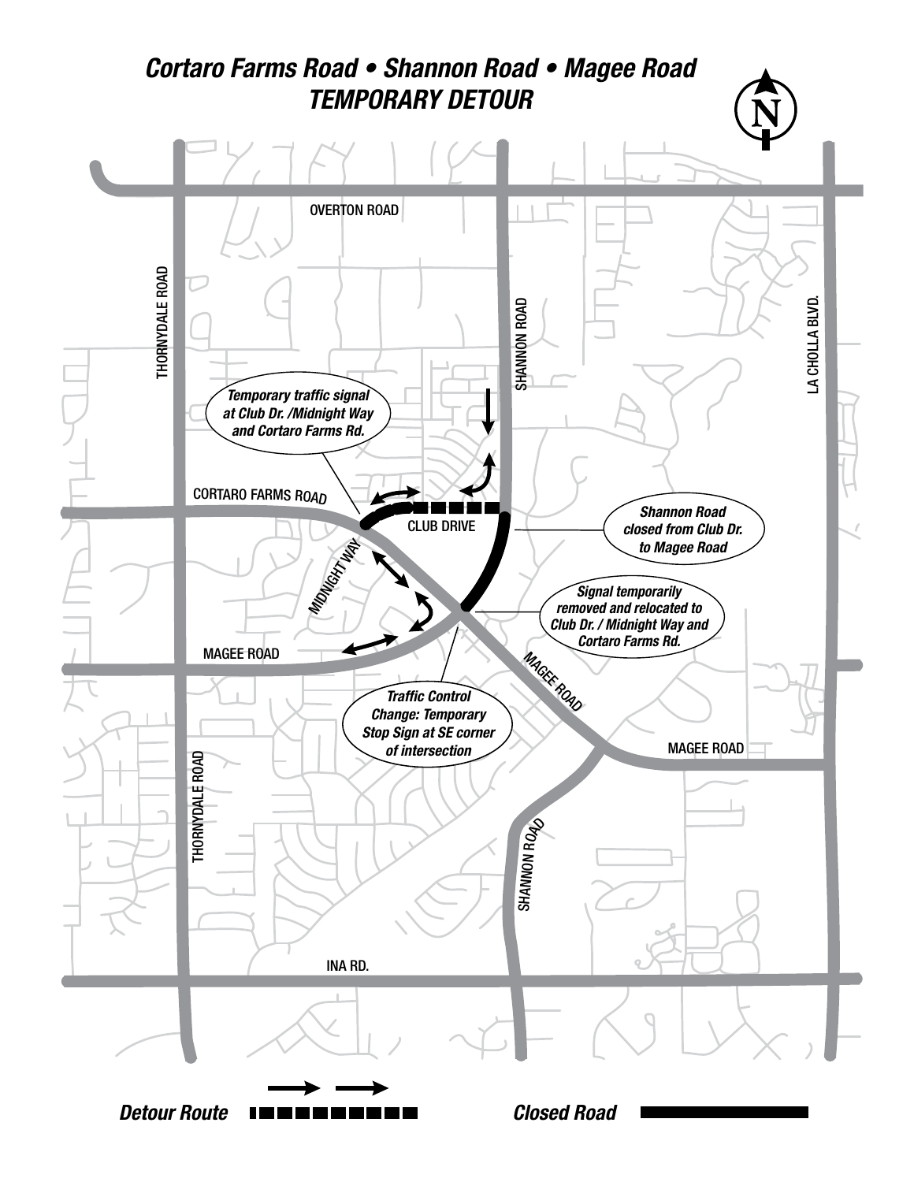# Cortaro Farms Road • Shannon Road • Magee Road
## TEMPORARY DETOUR

N

OVERTON ROAD

THORNYDALE ROAD

SHANNON ROAD

LA CHOLLA BLVD.

Temporary traffic signal at Club Dr. /Midnight Way and Cortaro Farms Rd.

CORTARO FARMS ROAD

CLUB DRIVE

Shannon Road closed from Club Dr. to Magee Road

MIDNIGHT WAY

Signal temporarily removed and relocated to Club Dr. / Midnight Way and Cortaro Farms Rd.

MAGEE ROAD

MAGEE ROAD

Traffic Control Change: Temporary Stop Sign at SE corner of intersection

MAGEE ROAD

THORNYDALE ROAD

SHANNON ROAD

INA RD.

Detour Route

Closed Road